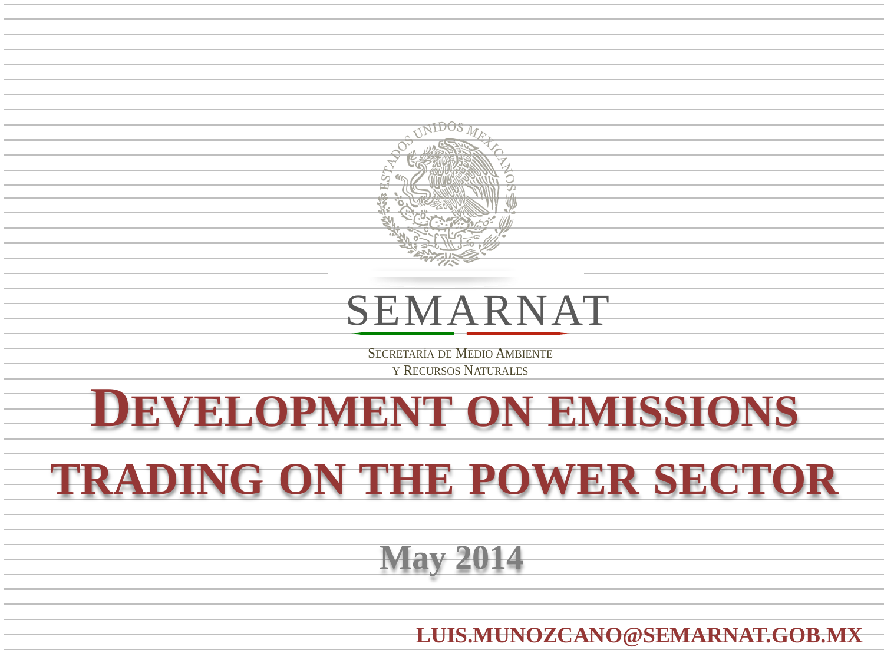SEMARNAT

SECRETARÍA DE MEDIO AMBIENTE
Y RECURSOS NATURALES

# DEVELOPMENT ON EMISSIONS TRADING ON THE POWER SECTOR

**May 2014**

**LUIS.MUNOZCANO@SEMARNAT.GOB.MX**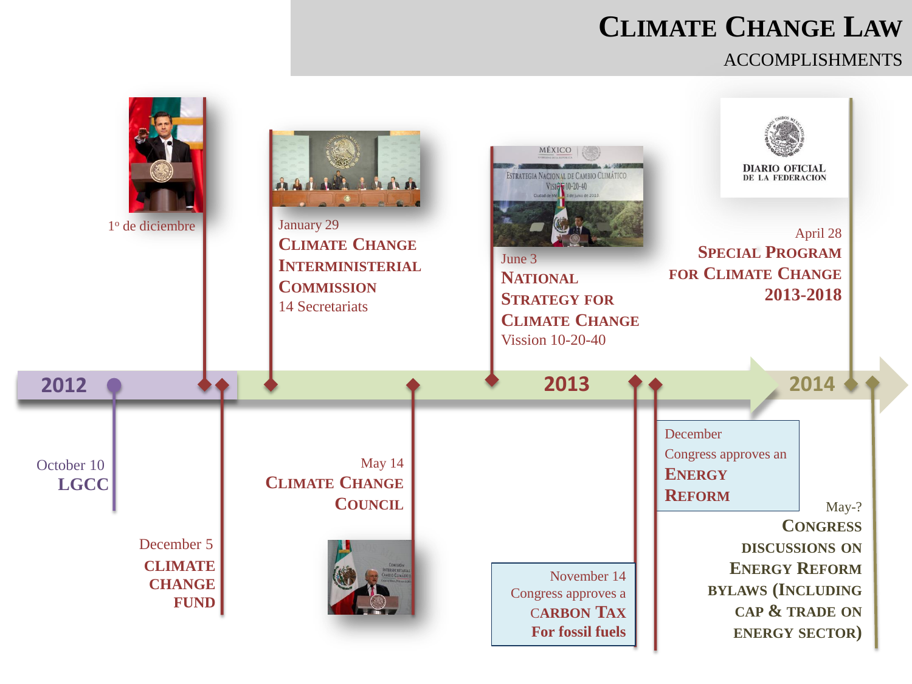# Climate Change Law

## ACCOMPLISHMENTS

**2012**

- October 10 — **LGCC**
- 1º de diciembre
- December 5 — **CLIMATE CHANGE FUND**

**2013**

- January 29 — **CLIMATE CHANGE INTERMINISTERIAL COMMISSION** — 14 Secretariats
- May 14 — **CLIMATE CHANGE COUNCIL**
- June 3 — **NATIONAL STRATEGY FOR CLIMATE CHANGE** — Vission 10-20-40
- November 14 — Congress approves a **CARBON TAX For fossil fuels**
- December — Congress approves an **ENERGY REFORM**

**2014**

- April 28 — **SPECIAL PROGRAM FOR CLIMATE CHANGE 2013-2018**
- May-? — **CONGRESS DISCUSSIONS ON ENERGY REFORM BYLAWS (INCLUDING CAP & TRADE ON ENERGY SECTOR)**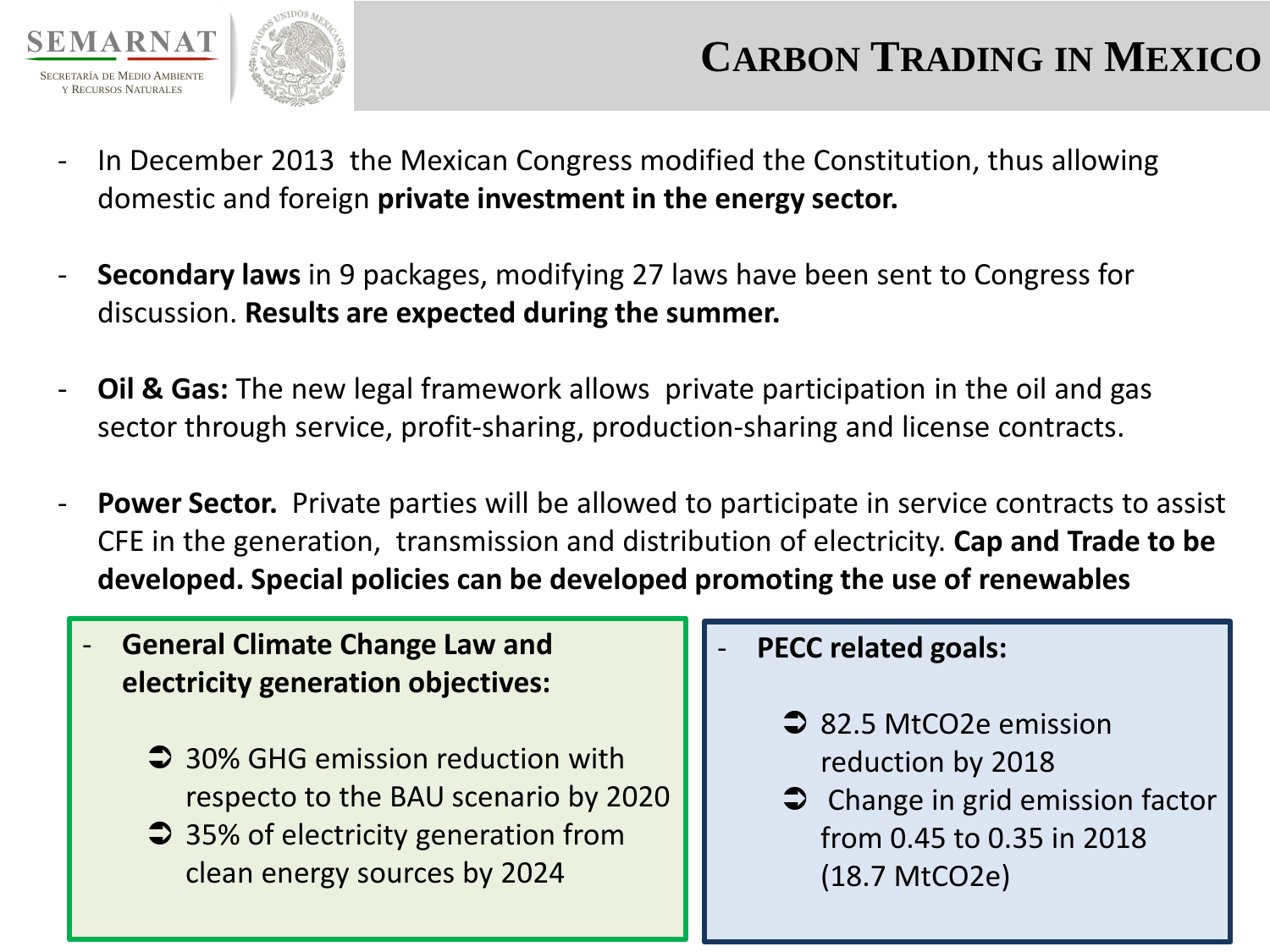# Carbon Trading in Mexico

- In December 2013 the Mexican Congress modified the Constitution, thus allowing domestic and foreign **private investment in the energy sector.**

- **Secondary laws** in 9 packages, modifying 27 laws have been sent to Congress for discussion. **Results are expected during the summer.**

- **Oil & Gas:** The new legal framework allows private participation in the oil and gas sector through service, profit-sharing, production-sharing and license contracts.

- **Power Sector.** Private parties will be allowed to participate in service contracts to assist CFE in the generation, transmission and distribution of electricity. **Cap and Trade to be developed. Special policies can be developed promoting the use of renewables**

- **General Climate Change Law and electricity generation objectives:**
  - ➲ 30% GHG emission reduction with respecto to the BAU scenario by 2020
  - ➲ 35% of electricity generation from clean energy sources by 2024

- **PECC related goals:**
  - ➲ 82.5 $MtCO_2e$ emission reduction by 2018
  - ➲ Change in grid emission factor from 0.45 to 0.35 in 2018 (18.7 $MtCO_2e$)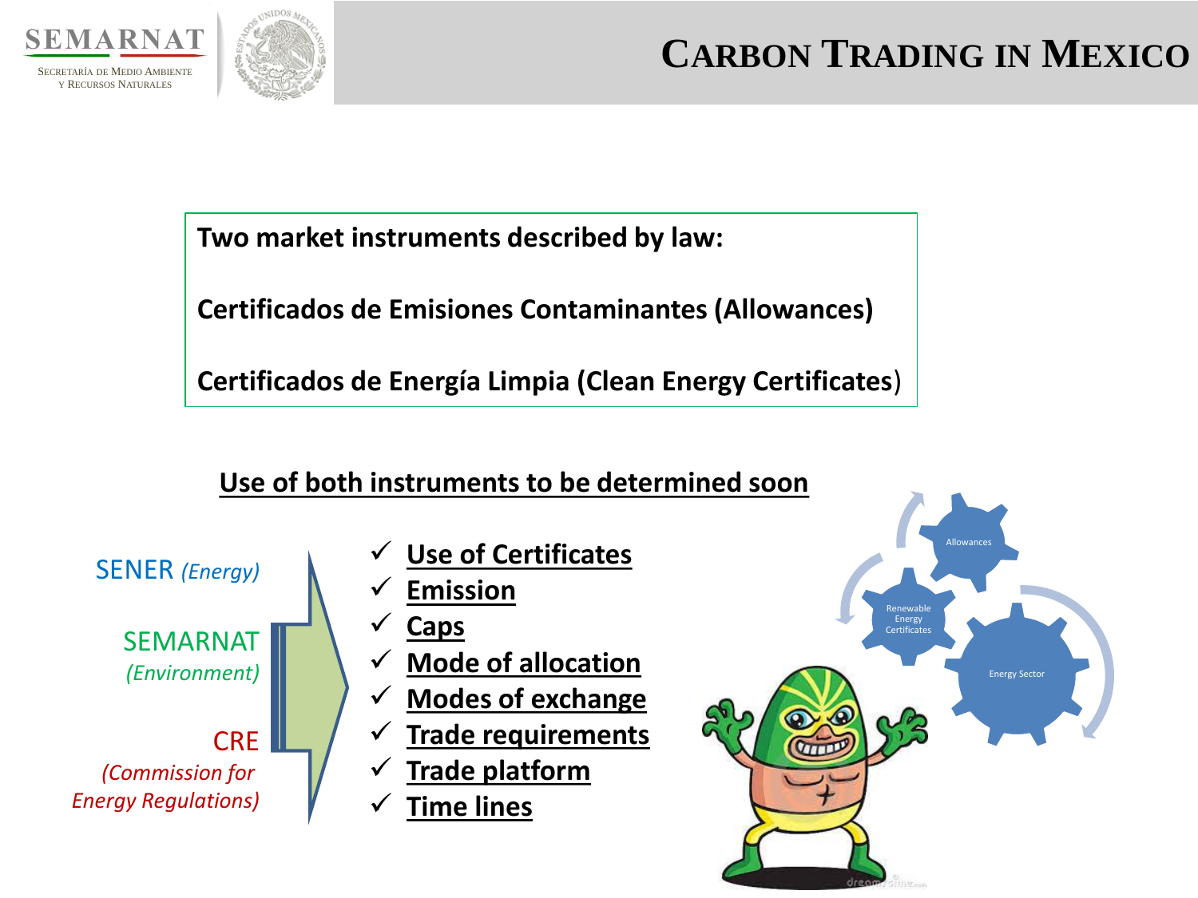# Carbon Trading in Mexico

**Two market instruments described by law:**

**Certificados de Emisiones Contaminantes (Allowances)**

**Certificados de Energía Limpia (Clean Energy Certificates)**

## Use of both instruments to be determined soon

SENER *(Energy)*

SEMARNAT *(Environment)*

CRE *(Commission for Energy Regulations)*

- ✓ Use of Certificates
- ✓ Emission
- ✓ Caps
- ✓ Mode of allocation
- ✓ Modes of exchange
- ✓ Trade requirements
- ✓ Trade platform
- ✓ Time lines

Allowances

Renewable Energy Certificates

Energy Sector